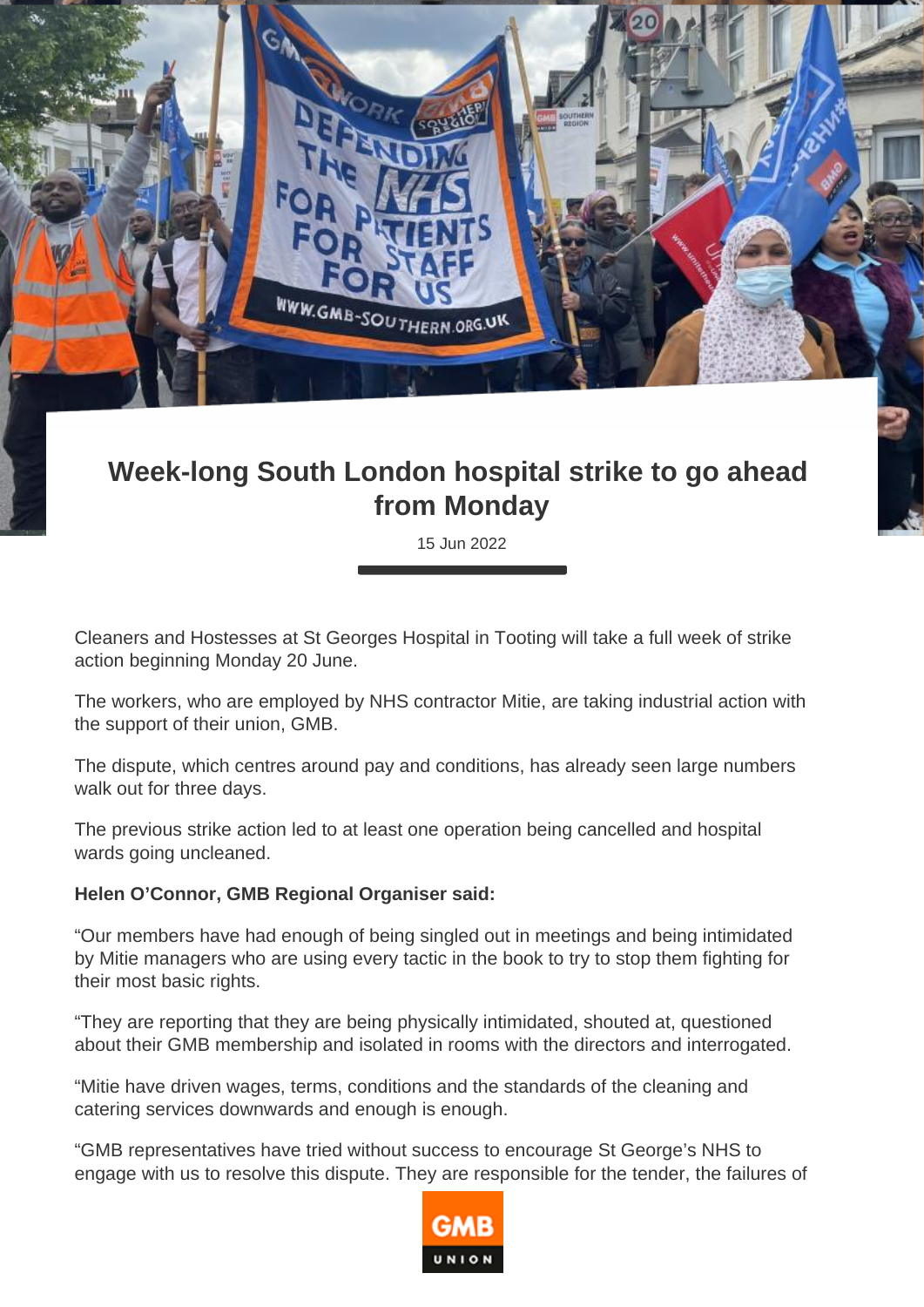# Week-long South London hospital strike to go ahead from Monday

15 Jun 2022

Cleaners and Hostesses at St Georges Hospital in Tooting will take a full week of strike action beginning Monday 20 June.

The workers, who are employed by NHS contractor Mitie, are taking industrial action with the support of their union, GMB.

The dispute, which centres around pay and conditions, has already seen large numbers walk out for three days.

The previous strike action led to at least one operation being cancelled and hospital wards going uncleaned.

**Helen O'Connor, GMB Regional Organiser said:**

"Our members have had enough of being singled out in meetings and being intimidated by Mitie managers who are using every tactic in the book to try to stop them fighting for their most basic rights.

"They are reporting that they are being physically intimidated, shouted at, questioned about their GMB membership and isolated in rooms with the directors and interrogated.

"Mitie have driven wages, terms, conditions and the standards of the cleaning and catering services downwards and enough is enough.

"GMB representatives have tried without success to encourage St George's NHS to engage with us to resolve this dispute. They are responsible for the tender, the failures of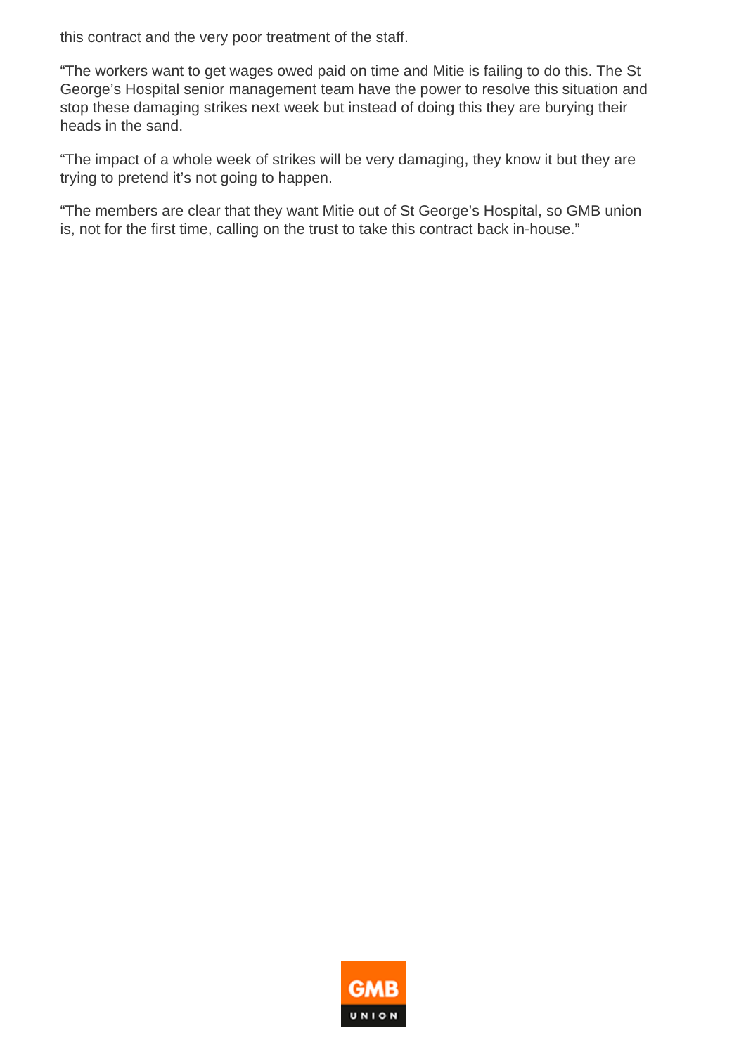this contract and the very poor treatment of the staff.

“The workers want to get wages owed paid on time and Mitie is failing to do this. The St George’s Hospital senior management team have the power to resolve this situation and stop these damaging strikes next week but instead of doing this they are burying their heads in the sand.

“The impact of a whole week of strikes will be very damaging, they know it but they are trying to pretend it’s not going to happen.

“The members are clear that they want Mitie out of St George’s Hospital, so GMB union is, not for the first time, calling on the trust to take this contract back in-house.”